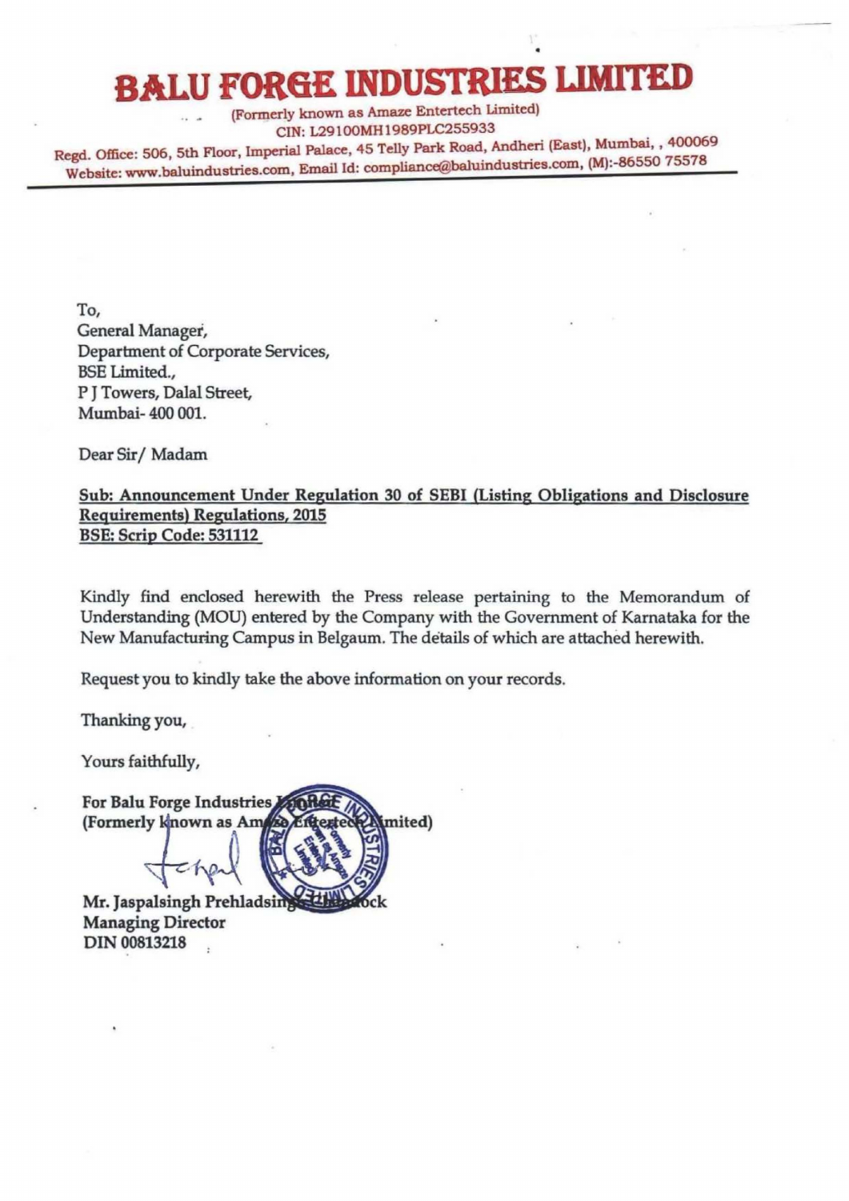# BALU FORGE INDUSTRIES LIMITED

(Formerly known as Amaze Entertech Limited)
CIN: L29100MH1989PLC255933
Regd. Office: 506, 5th Floor, Imperial Palace, 45 Telly Park Road, Andheri (East), Mumbai, , 400069
Website: www.baluindustries.com, Email Id: compliance@baluindustries.com, (M):-86550 75578

To,
General Manager,
Department of Corporate Services,
BSE Limited.,
P J Towers, Dalal Street,
Mumbai- 400 001.

Dear Sir/ Madam

**Sub: Announcement Under Regulation 30 of SEBI (Listing Obligations and Disclosure Requirements) Regulations, 2015**
**BSE: Scrip Code: 531112**

Kindly find enclosed herewith the Press release pertaining to the Memorandum of Understanding (MOU) entered by the Company with the Government of Karnataka for the New Manufacturing Campus in Belgaum. The details of which are attached herewith.

Request you to kindly take the above information on your records.

Thanking you,

Yours faithfully,

**For Balu Forge Industries Limited**
**(Formerly known as Amaze Entertech Limited)**

**Mr. Jaspalsingh Prehladsingh Chandock**
**Managing Director**
**DIN 00813218**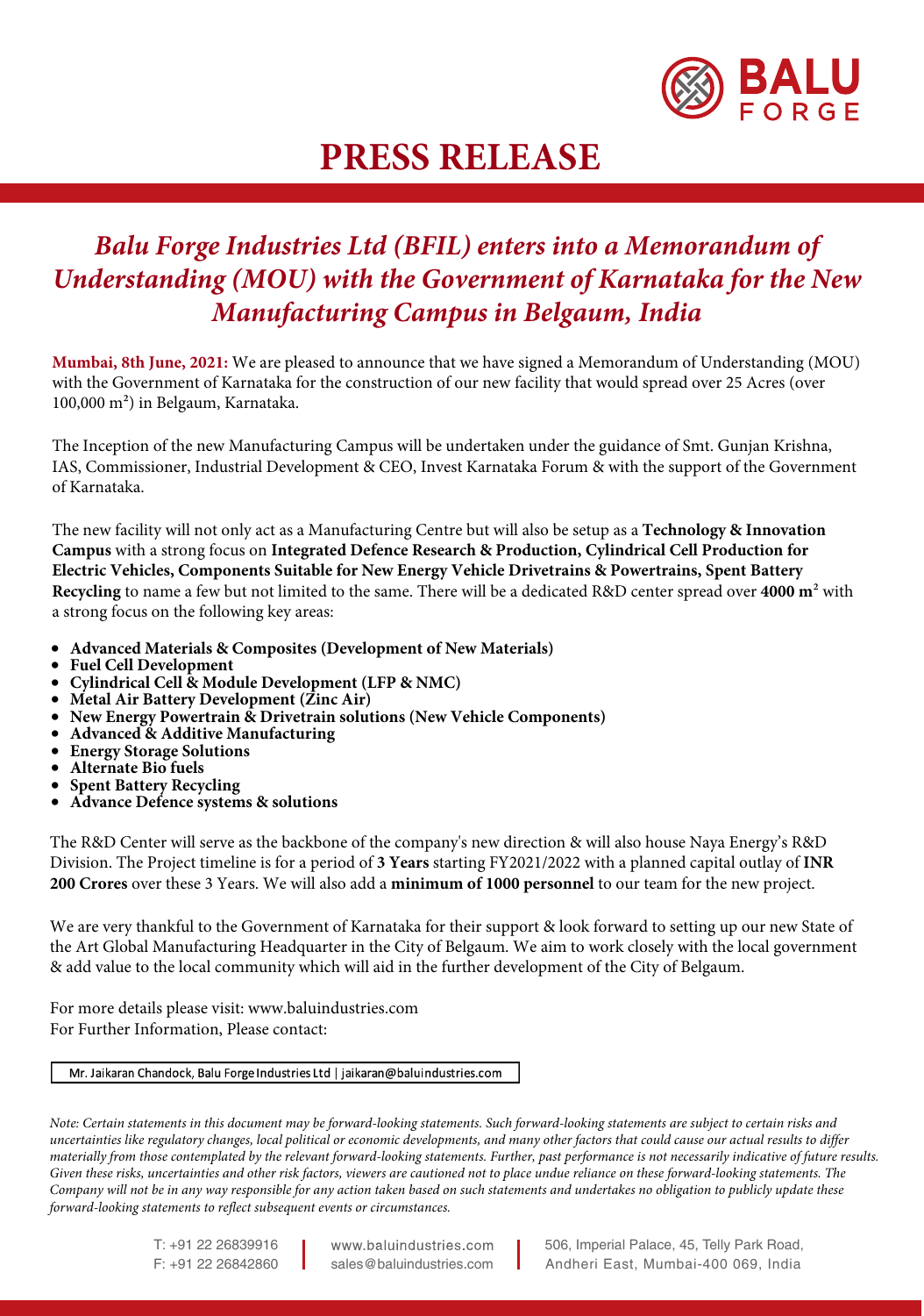# PRESS RELEASE

## *Balu Forge Industries Ltd (BFIL) enters into a Memorandum of Understanding (MOU) with the Government of Karnataka for the New Manufacturing Campus in Belgaum, India*

**Mumbai, 8th June, 2021:** We are pleased to announce that we have signed a Memorandum of Understanding (MOU) with the Government of Karnataka for the construction of our new facility that would spread over 25 Acres (over 100,000 $m^2$) in Belgaum, Karnataka.

The Inception of the new Manufacturing Campus will be undertaken under the guidance of Smt. Gunjan Krishna, IAS, Commissioner, Industrial Development & CEO, Invest Karnataka Forum & with the support of the Government of Karnataka.

The new facility will not only act as a Manufacturing Centre but will also be setup as a **Technology & Innovation Campus** with a strong focus on **Integrated Defence Research & Production, Cylindrical Cell Production for Electric Vehicles, Components Suitable for New Energy Vehicle Drivetrains & Powertrains, Spent Battery Recycling** to name a few but not limited to the same. There will be a dedicated R&D center spread over **4000 $m^2$** with a strong focus on the following key areas:

- **Advanced Materials & Composites (Development of New Materials)**
- **Fuel Cell Development**
- **Cylindrical Cell & Module Development (LFP & NMC)**
- **Metal Air Battery Development (Zinc Air)**
- **New Energy Powertrain & Drivetrain solutions (New Vehicle Components)**
- **Advanced & Additive Manufacturing**
- **Energy Storage Solutions**
- **Alternate Bio fuels**
- **Spent Battery Recycling**
- **Advance Defence systems & solutions**

The R&D Center will serve as the backbone of the company's new direction & will also house Naya Energy's R&D Division. The Project timeline is for a period of **3 Years** starting FY2021/2022 with a planned capital outlay of **INR 200 Crores** over these 3 Years. We will also add a **minimum of 1000 personnel** to our team for the new project.

We are very thankful to the Government of Karnataka for their support & look forward to setting up our new State of the Art Global Manufacturing Headquarter in the City of Belgaum. We aim to work closely with the local government & add value to the local community which will aid in the further development of the City of Belgaum.

For more details please visit: www.baluindustries.com
For Further Information, Please contact:

Mr. Jaikaran Chandock, Balu Forge Industries Ltd | jaikaran@baluindustries.com

*Note: Certain statements in this document may be forward-looking statements. Such forward-looking statements are subject to certain risks and uncertainties like regulatory changes, local political or economic developments, and many other factors that could cause our actual results to differ materially from those contemplated by the relevant forward-looking statements. Further, past performance is not necessarily indicative of future results. Given these risks, uncertainties and other risk factors, viewers are cautioned not to place undue reliance on these forward-looking statements. The Company will not be in any way responsible for any action taken based on such statements and undertakes no obligation to publicly update these forward-looking statements to reflect subsequent events or circumstances.*

T: +91 22 26839916
F: +91 22 26842860

www.baluindustries.com
sales@baluindustries.com

506, Imperial Palace, 45, Telly Park Road, Andheri East, Mumbai-400 069, India